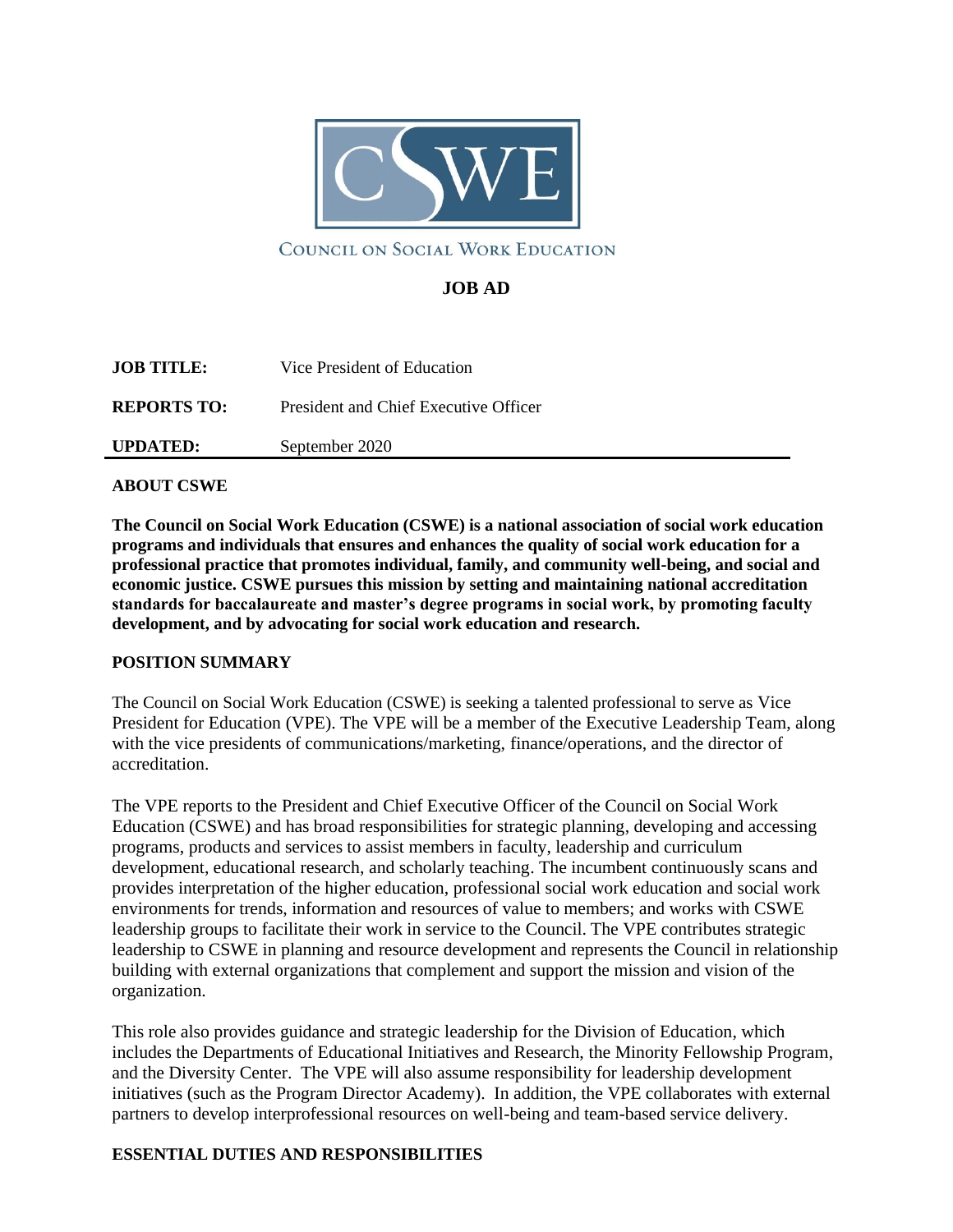COUNCIL ON SOCIAL WORK EDUCATION

# JOB AD

**JOB TITLE:** Vice President of Education

**REPORTS TO:** President and Chief Executive Officer

**UPDATED:** September 2020

---

## ABOUT CSWE

**The Council on Social Work Education (CSWE) is a national association of social work education programs and individuals that ensures and enhances the quality of social work education for a professional practice that promotes individual, family, and community well-being, and social and economic justice. CSWE pursues this mission by setting and maintaining national accreditation standards for baccalaureate and master's degree programs in social work, by promoting faculty development, and by advocating for social work education and research.**

## POSITION SUMMARY

The Council on Social Work Education (CSWE) is seeking a talented professional to serve as Vice President for Education (VPE). The VPE will be a member of the Executive Leadership Team, along with the vice presidents of communications/marketing, finance/operations, and the director of accreditation.

The VPE reports to the President and Chief Executive Officer of the Council on Social Work Education (CSWE) and has broad responsibilities for strategic planning, developing and accessing programs, products and services to assist members in faculty, leadership and curriculum development, educational research, and scholarly teaching. The incumbent continuously scans and provides interpretation of the higher education, professional social work education and social work environments for trends, information and resources of value to members; and works with CSWE leadership groups to facilitate their work in service to the Council. The VPE contributes strategic leadership to CSWE in planning and resource development and represents the Council in relationship building with external organizations that complement and support the mission and vision of the organization.

This role also provides guidance and strategic leadership for the Division of Education, which includes the Departments of Educational Initiatives and Research, the Minority Fellowship Program, and the Diversity Center. The VPE will also assume responsibility for leadership development initiatives (such as the Program Director Academy). In addition, the VPE collaborates with external partners to develop interprofessional resources on well-being and team-based service delivery.

## ESSENTIAL DUTIES AND RESPONSIBILITIES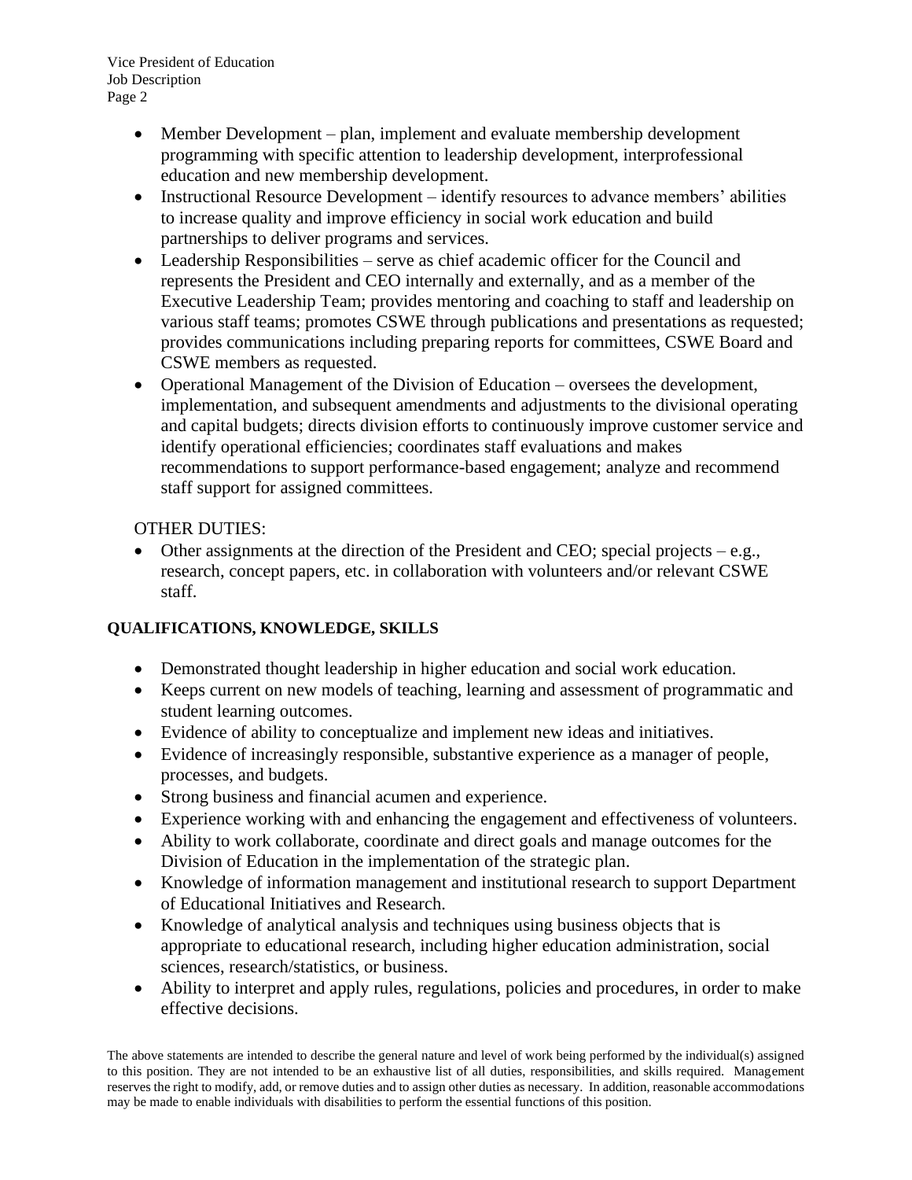- Member Development – plan, implement and evaluate membership development programming with specific attention to leadership development, interprofessional education and new membership development.
- Instructional Resource Development – identify resources to advance members' abilities to increase quality and improve efficiency in social work education and build partnerships to deliver programs and services.
- Leadership Responsibilities – serve as chief academic officer for the Council and represents the President and CEO internally and externally, and as a member of the Executive Leadership Team; provides mentoring and coaching to staff and leadership on various staff teams; promotes CSWE through publications and presentations as requested; provides communications including preparing reports for committees, CSWE Board and CSWE members as requested.
- Operational Management of the Division of Education – oversees the development, implementation, and subsequent amendments and adjustments to the divisional operating and capital budgets; directs division efforts to continuously improve customer service and identify operational efficiencies; coordinates staff evaluations and makes recommendations to support performance-based engagement; analyze and recommend staff support for assigned committees.

OTHER DUTIES:

- Other assignments at the direction of the President and CEO; special projects – e.g., research, concept papers, etc. in collaboration with volunteers and/or relevant CSWE staff.

**QUALIFICATIONS, KNOWLEDGE, SKILLS**

- Demonstrated thought leadership in higher education and social work education.
- Keeps current on new models of teaching, learning and assessment of programmatic and student learning outcomes.
- Evidence of ability to conceptualize and implement new ideas and initiatives.
- Evidence of increasingly responsible, substantive experience as a manager of people, processes, and budgets.
- Strong business and financial acumen and experience.
- Experience working with and enhancing the engagement and effectiveness of volunteers.
- Ability to work collaborate, coordinate and direct goals and manage outcomes for the Division of Education in the implementation of the strategic plan.
- Knowledge of information management and institutional research to support Department of Educational Initiatives and Research.
- Knowledge of analytical analysis and techniques using business objects that is appropriate to educational research, including higher education administration, social sciences, research/statistics, or business.
- Ability to interpret and apply rules, regulations, policies and procedures, in order to make effective decisions.

The above statements are intended to describe the general nature and level of work being performed by the individual(s) assigned to this position. They are not intended to be an exhaustive list of all duties, responsibilities, and skills required. Management reserves the right to modify, add, or remove duties and to assign other duties as necessary. In addition, reasonable accommodations may be made to enable individuals with disabilities to perform the essential functions of this position.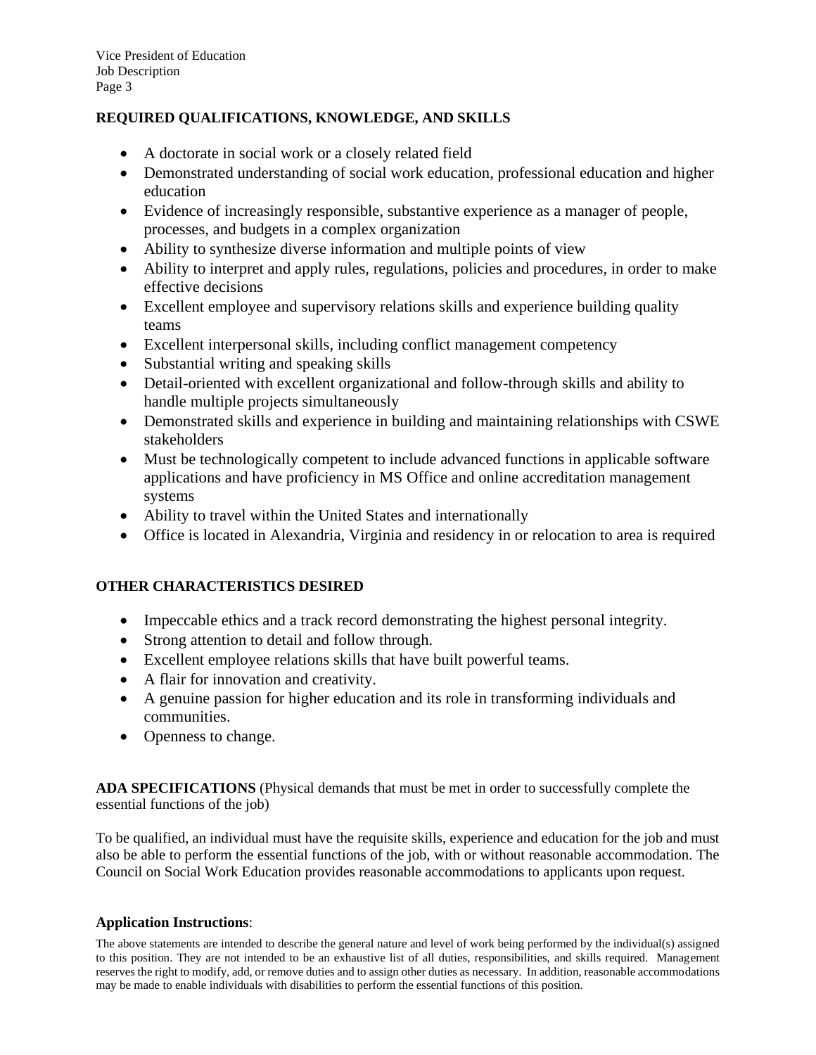## REQUIRED QUALIFICATIONS, KNOWLEDGE, AND SKILLS

- A doctorate in social work or a closely related field
- Demonstrated understanding of social work education, professional education and higher education
- Evidence of increasingly responsible, substantive experience as a manager of people, processes, and budgets in a complex organization
- Ability to synthesize diverse information and multiple points of view
- Ability to interpret and apply rules, regulations, policies and procedures, in order to make effective decisions
- Excellent employee and supervisory relations skills and experience building quality teams
- Excellent interpersonal skills, including conflict management competency
- Substantial writing and speaking skills
- Detail-oriented with excellent organizational and follow-through skills and ability to handle multiple projects simultaneously
- Demonstrated skills and experience in building and maintaining relationships with CSWE stakeholders
- Must be technologically competent to include advanced functions in applicable software applications and have proficiency in MS Office and online accreditation management systems
- Ability to travel within the United States and internationally
- Office is located in Alexandria, Virginia and residency in or relocation to area is required

## OTHER CHARACTERISTICS DESIRED

- Impeccable ethics and a track record demonstrating the highest personal integrity.
- Strong attention to detail and follow through.
- Excellent employee relations skills that have built powerful teams.
- A flair for innovation and creativity.
- A genuine passion for higher education and its role in transforming individuals and communities.
- Openness to change.

**ADA SPECIFICATIONS** (Physical demands that must be met in order to successfully complete the essential functions of the job)

To be qualified, an individual must have the requisite skills, experience and education for the job and must also be able to perform the essential functions of the job, with or without reasonable accommodation. The Council on Social Work Education provides reasonable accommodations to applicants upon request.

**Application Instructions**:

The above statements are intended to describe the general nature and level of work being performed by the individual(s) assigned to this position. They are not intended to be an exhaustive list of all duties, responsibilities, and skills required. Management reserves the right to modify, add, or remove duties and to assign other duties as necessary. In addition, reasonable accommodations may be made to enable individuals with disabilities to perform the essential functions of this position.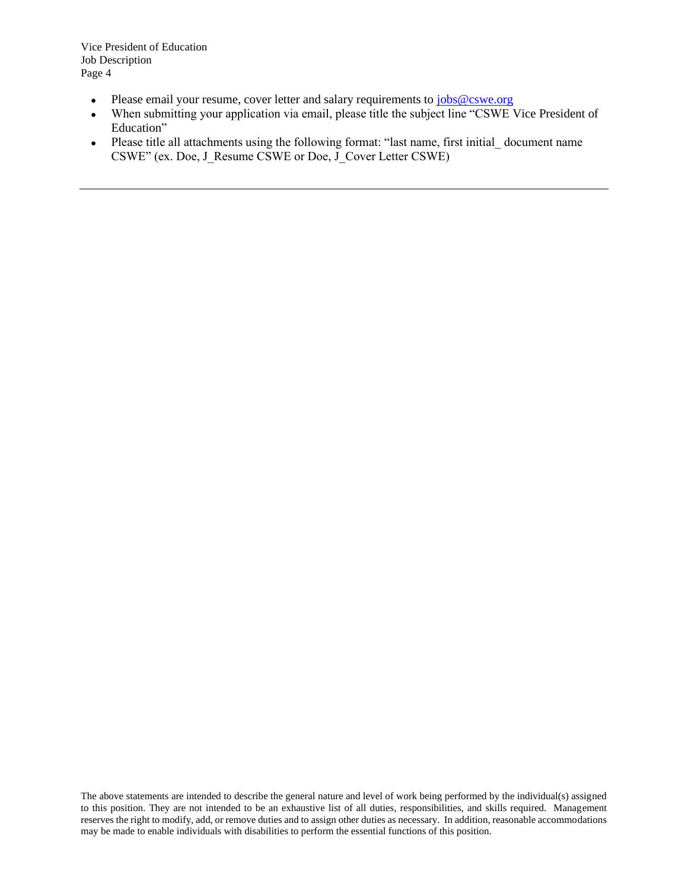- Please email your resume, cover letter and salary requirements to [jobs@cswe.org](mailto:jobs@cswe.org)
- When submitting your application via email, please title the subject line "CSWE Vice President of Education"
- Please title all attachments using the following format: "last name, first initial_ document name CSWE" (ex. Doe, J_Resume CSWE or Doe, J_Cover Letter CSWE)

---

The above statements are intended to describe the general nature and level of work being performed by the individual(s) assigned to this position. They are not intended to be an exhaustive list of all duties, responsibilities, and skills required. Management reserves the right to modify, add, or remove duties and to assign other duties as necessary. In addition, reasonable accommodations may be made to enable individuals with disabilities to perform the essential functions of this position.